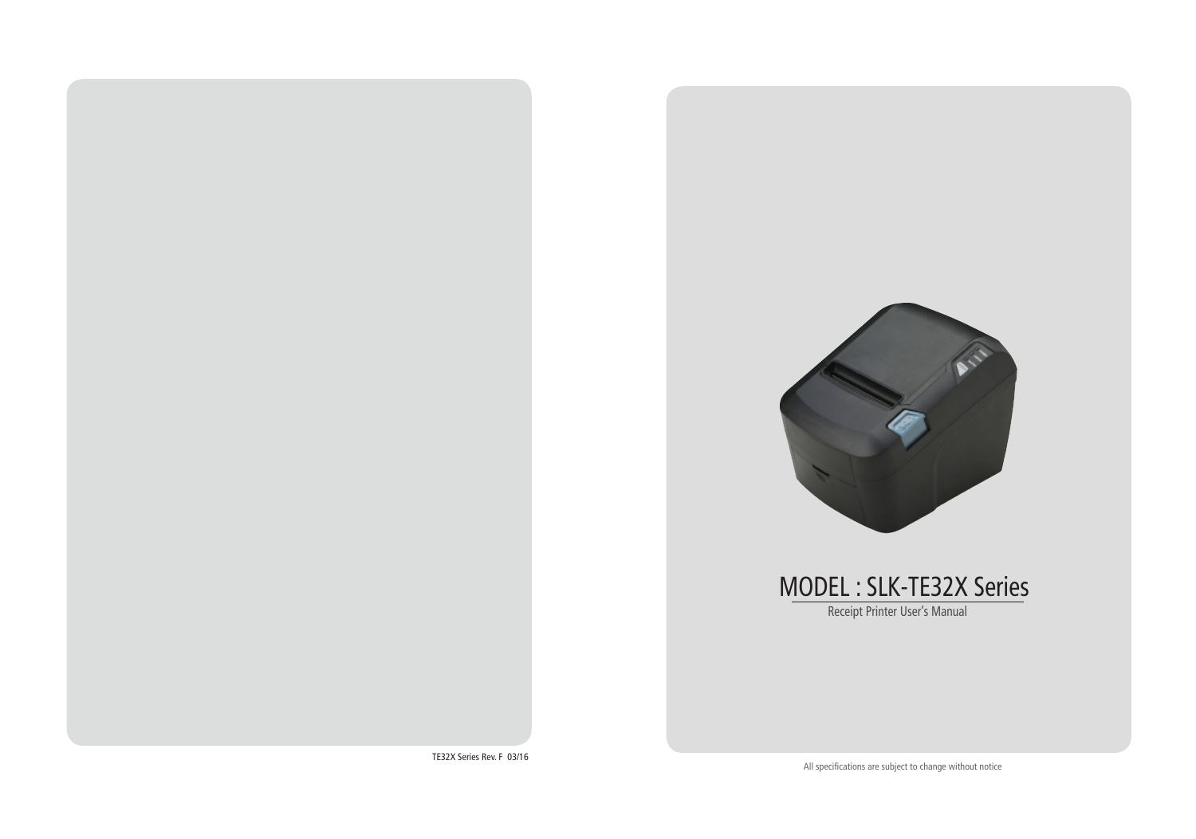TE32X Series Rev. F 03/16

# MODEL : SLK-TE32X Series

Receipt Printer User's Manual

All specifications are subject to change without notice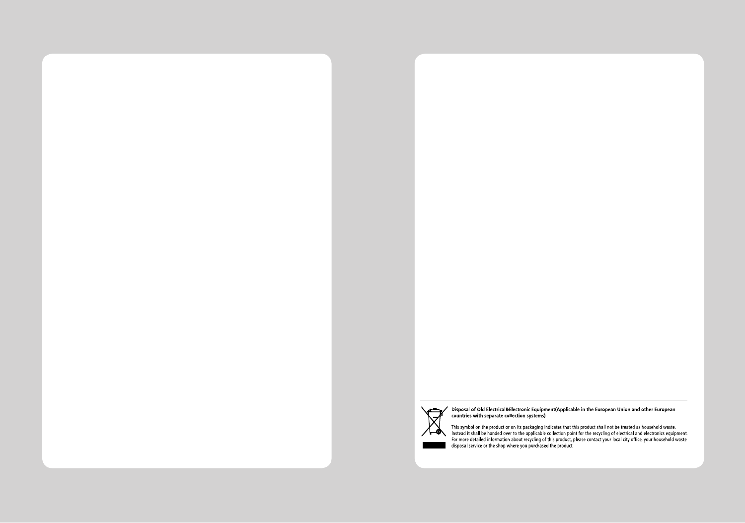**Disposal of Old Electrical&Electronic Equipment(Applicable in the European Union and other European countries with separate collection systems)**

This symbol on the product or on its packaging indicates that this product shall not be treated as household waste. Instead it shall be handed over to the applicable collection point for the recycling of electrical and electronics equipment. For more detailed information about recycling of this product, please contact your local city office, your household waste disposal service or the shop where you purchased the product.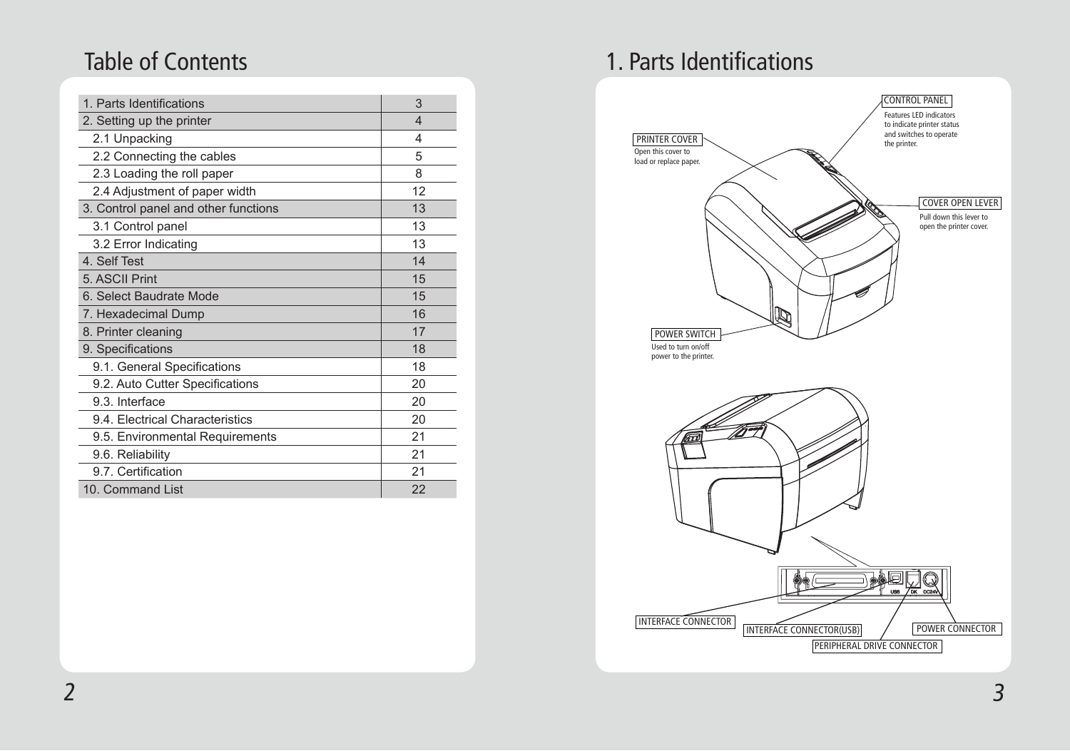# Table of Contents

| | |
|---|---|
| 1. Parts Identifications | 3 |
| 2. Setting up the printer | 4 |
| 2.1 Unpacking | 4 |
| 2.2 Connecting the cables | 5 |
| 2.3 Loading the roll paper | 8 |
| 2.4 Adjustment of paper width | 12 |
| 3. Control panel and other functions | 13 |
| 3.1 Control panel | 13 |
| 3.2 Error Indicating | 13 |
| 4. Self Test | 14 |
| 5. ASCII Print | 15 |
| 6. Select Baudrate Mode | 15 |
| 7. Hexadecimal Dump | 16 |
| 8. Printer cleaning | 17 |
| 9. Specifications | 18 |
| 9.1. General Specifications | 18 |
| 9.2. Auto Cutter Specifications | 20 |
| 9.3. Interface | 20 |
| 9.4. Electrical Characteristics | 20 |
| 9.5. Environmental Requirements | 21 |
| 9.6. Reliability | 21 |
| 9.7. Certification | 21 |
| 10. Command List | 22 |

# 1. Parts Identifications

CONTROL PANEL
Features LED indicators to indicate printer status and switches to operate the printer.

PRINTER COVER
Open this cover to load or replace paper.

COVER OPEN LEVER
Pull down this lever to open the printer cover.

POWER SWITCH
Used to turn on/off power to the printer.

INTERFACE CONNECTOR

INTERFACE CONNECTOR(USB)

POWER CONNECTOR

PERIPHERAL DRIVE CONNECTOR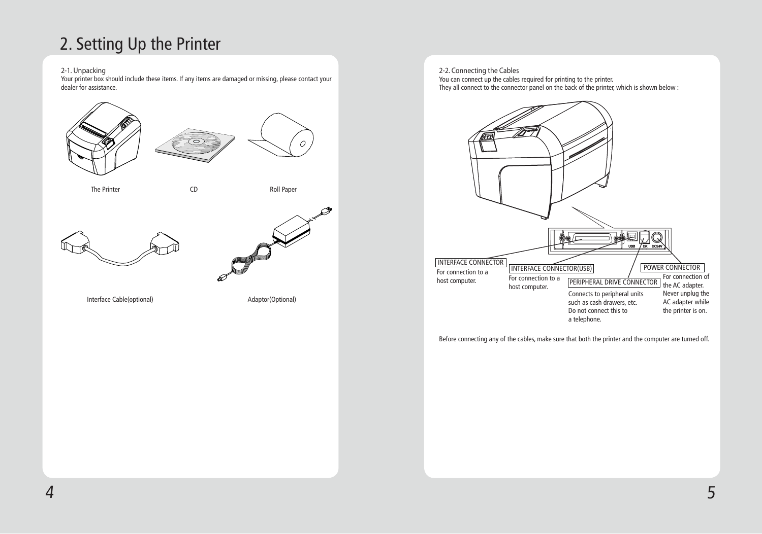# 2. Setting Up the Printer

## 2-1. Unpacking

Your printer box should include these items. If any items are damaged or missing, please contact your dealer for assistance.

The Printer

CD

Roll Paper

Interface Cable(optional)

Adaptor(Optional)

## 2-2. Connecting the Cables

You can connect up the cables required for printing to the printer.
They all connect to the connector panel on the back of the printer, which is shown below :

USB DK DC24V

**INTERFACE CONNECTOR**
For connection to a host computer.

**INTERFACE CONNECTOR(USB)**
For connection to a host computer.

**PERIPHERAL DRIVE CONNECTOR**
Connects to peripheral units such as cash drawers, etc. Do not connect this to a telephone.

**POWER CONNECTOR**
For connection of the AC adapter. Never unplug the AC adapter while the printer is on.

Before connecting any of the cables, make sure that both the printer and the computer are turned off.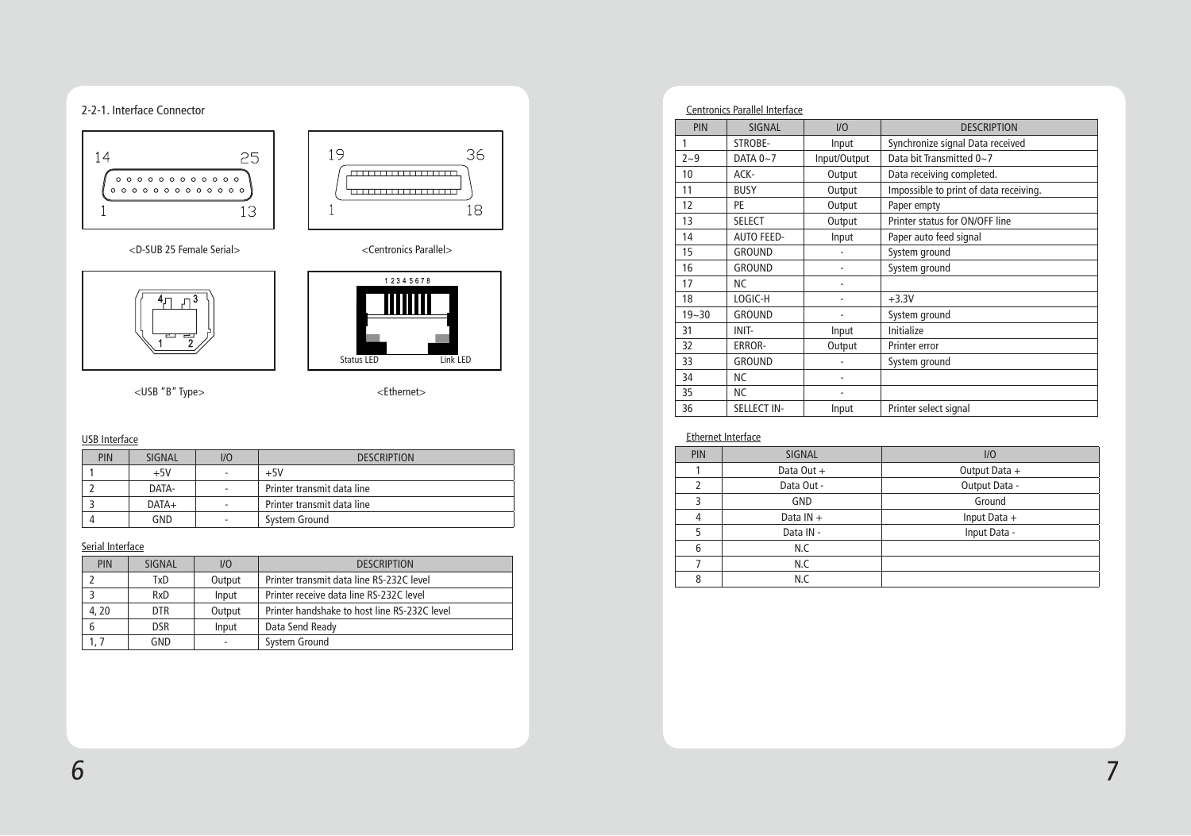### 2-2-1. Interface Connector

<D-SUB 25 Female Serial>

<Centronics Parallel>

<USB "B" Type>

<Ethernet>

USB Interface

| PIN | SIGNAL | I/O | DESCRIPTION |
|---|---|---|---|
| 1 | +5V | - | +5V |
| 2 | DATA- | - | Printer transmit data line |
| 3 | DATA+ | - | Printer transmit data line |
| 4 | GND | - | System Ground |

Serial Interface

| PIN | SIGNAL | I/O | DESCRIPTION |
|---|---|---|---|
| 2 | TxD | Output | Printer transmit data line RS-232C level |
| 3 | RxD | Input | Printer receive data line RS-232C level |
| 4, 20 | DTR | Output | Printer handshake to host line RS-232C level |
| 6 | DSR | Input | Data Send Ready |
| 1, 7 | GND | - | System Ground |

Centronics Parallel Interface

| PIN | SIGNAL | I/O | DESCRIPTION |
|---|---|---|---|
| 1 | STROBE- | Input | Synchronize signal Data received |
| 2~9 | DATA 0~7 | Input/Output | Data bit Transmitted 0~7 |
| 10 | ACK- | Output | Data receiving completed. |
| 11 | BUSY | Output | Impossible to print of data receiving. |
| 12 | PE | Output | Paper empty |
| 13 | SELECT | Output | Printer status for ON/OFF line |
| 14 | AUTO FEED- | Input | Paper auto feed signal |
| 15 | GROUND | - | System ground |
| 16 | GROUND | - | System ground |
| 17 | NC | - | |
| 18 | LOGIC-H | - | +3.3V |
| 19~30 | GROUND | - | System ground |
| 31 | INIT- | Input | Initialize |
| 32 | ERROR- | Output | Printer error |
| 33 | GROUND | - | System ground |
| 34 | NC | - | |
| 35 | NC | - | |
| 36 | SELLECT IN- | Input | Printer select signal |

Ethernet Interface

| PIN | SIGNAL | I/O |
|---|---|---|
| 1 | Data Out + | Output Data + |
| 2 | Data Out - | Output Data - |
| 3 | GND | Ground |
| 4 | Data IN + | Input Data + |
| 5 | Data IN - | Input Data - |
| 6 | N.C | |
| 7 | N.C | |
| 8 | N.C | |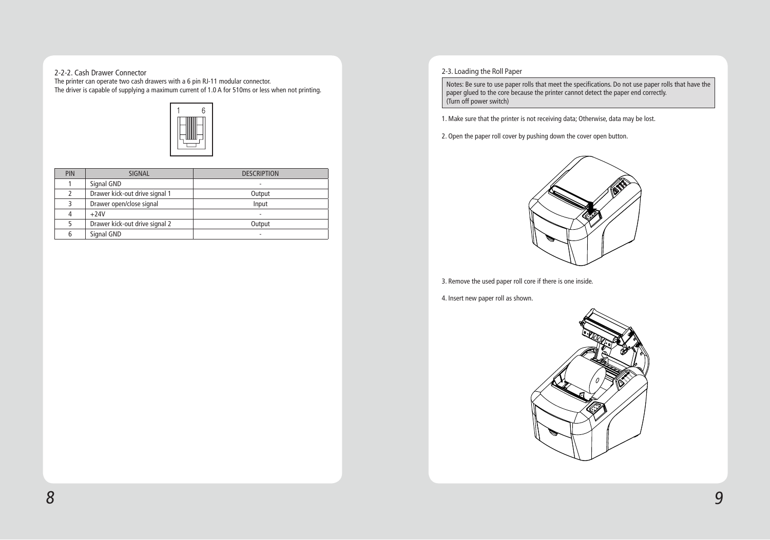## 2-2-2. Cash Drawer Connector

The printer can operate two cash drawers with a 6 pin RJ-11 modular connector.
The driver is capable of supplying a maximum current of 1.0 A for 510ms or less when not printing.

| PIN | SIGNAL | DESCRIPTION |
|---|---|---|
| 1 | Signal GND | - |
| 2 | Drawer kick-out drive signal 1 | Output |
| 3 | Drawer open/close signal | Input |
| 4 | +24V | - |
| 5 | Drawer kick-out drive signal 2 | Output |
| 6 | Signal GND | - |

## 2-3. Loading the Roll Paper

Notes: Be sure to use paper rolls that meet the specifications. Do not use paper rolls that have the paper glued to the core because the printer cannot detect the paper end correctly.
(Turn off power switch)

1. Make sure that the printer is not receiving data; Otherwise, data may be lost.

2. Open the paper roll cover by pushing down the cover open button.

3. Remove the used paper roll core if there is one inside.

4. Insert new paper roll as shown.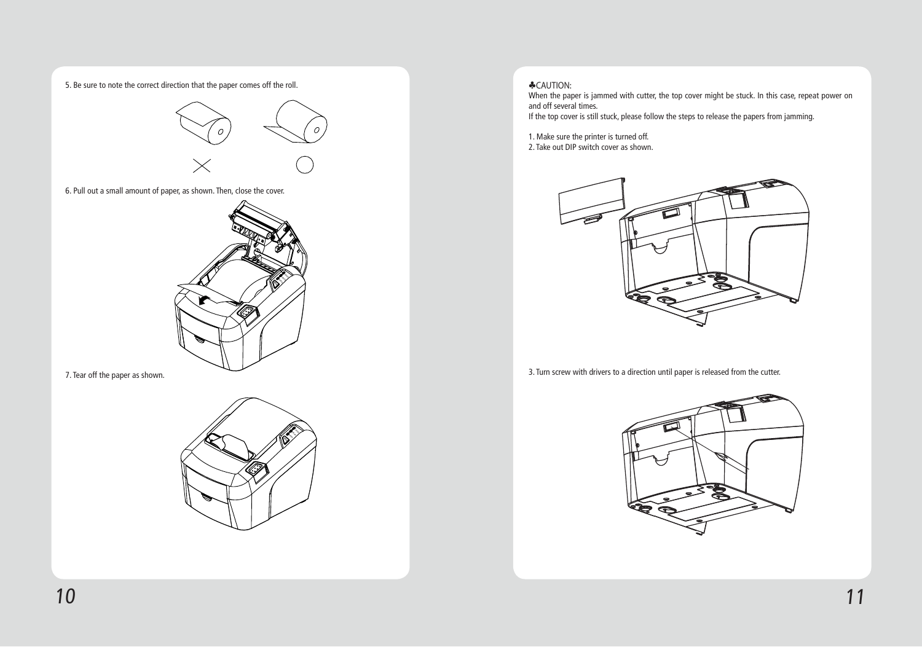5. Be sure to note the correct direction that the paper comes off the roll.

6. Pull out a small amount of paper, as shown. Then, close the cover.

7. Tear off the paper as shown.

♣CAUTION:

When the paper is jammed with cutter, the top cover might be stuck. In this case, repeat power on and off several times.

If the top cover is still stuck, please follow the steps to release the papers from jamming.

1. Make sure the printer is turned off.
2. Take out DIP switch cover as shown.

3. Turn screw with drivers to a direction until paper is released from the cutter.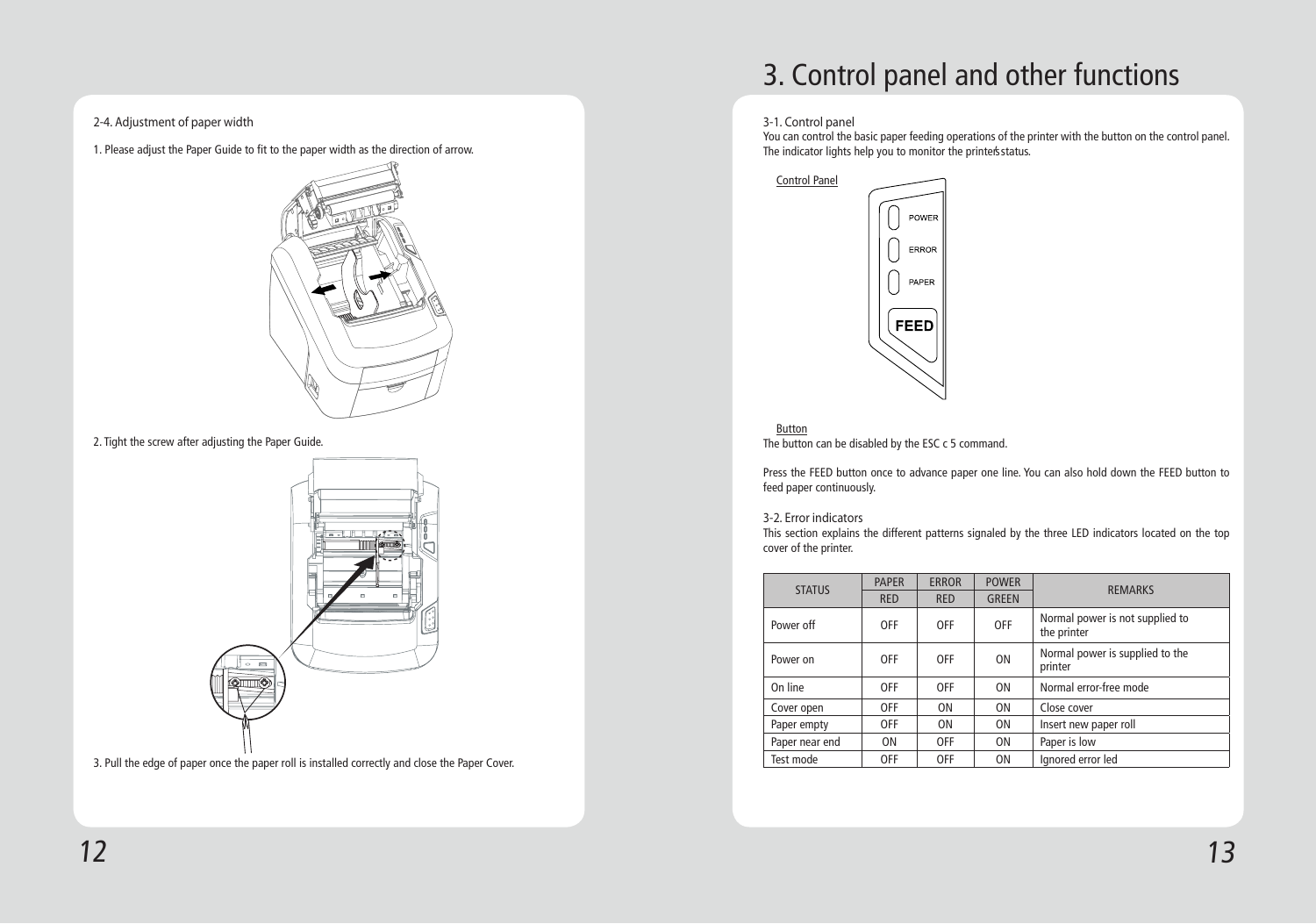2-4. Adjustment of paper width

1. Please adjust the Paper Guide to fit to the paper width as the direction of arrow.

2. Tight the screw after adjusting the Paper Guide.

3. Pull the edge of paper once the paper roll is installed correctly and close the Paper Cover.

# 3. Control panel and other functions

3-1. Control panel

You can control the basic paper feeding operations of the printer with the button on the control panel. The indicator lights help you to monitor the printer's status.

Control Panel

Button

The button can be disabled by the ESC c 5 command.

Press the FEED button once to advance paper one line. You can also hold down the FEED button to feed paper continuously.

3-2. Error indicators

This section explains the different patterns signaled by the three LED indicators located on the top cover of the printer.

| STATUS | PAPER | ERROR | POWER | REMARKS |
|---|---|---|---|---|
| | RED | RED | GREEN | |
| Power off | OFF | OFF | OFF | Normal power is not supplied to the printer |
| Power on | OFF | OFF | ON | Normal power is supplied to the printer |
| On line | OFF | OFF | ON | Normal error-free mode |
| Cover open | OFF | ON | ON | Close cover |
| Paper empty | OFF | ON | ON | Insert new paper roll |
| Paper near end | ON | OFF | ON | Paper is low |
| Test mode | OFF | OFF | ON | Ignored error led |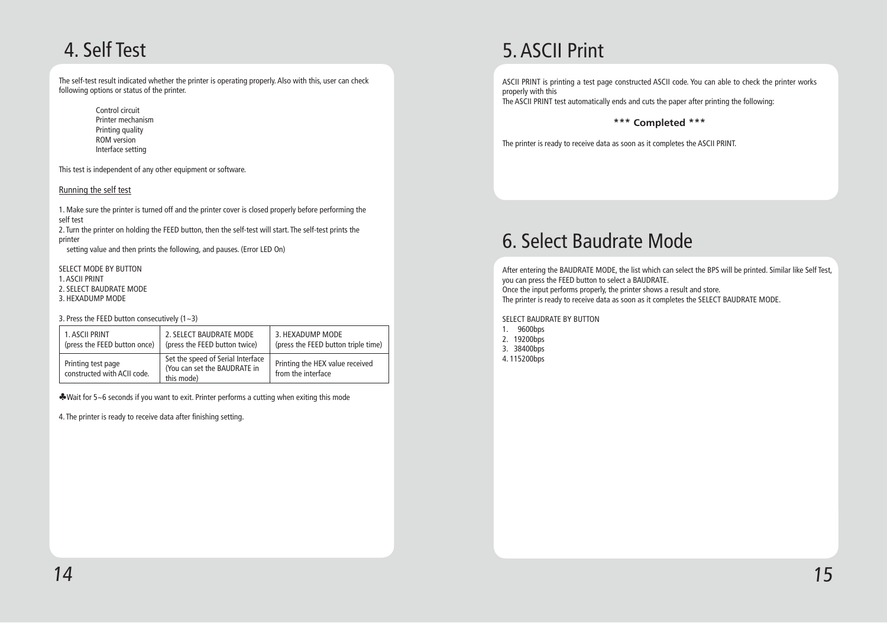# 4. Self Test

The self-test result indicated whether the printer is operating properly. Also with this, user can check following options or status of the printer.

Control circuit
Printer mechanism
Printing quality
ROM version
Interface setting

This test is independent of any other equipment or software.

Running the self test

1. Make sure the printer is turned off and the printer cover is closed properly before performing the self test
2. Turn the printer on holding the FEED button, then the self-test will start. The self-test prints the printer
   setting value and then prints the following, and pauses. (Error LED On)

SELECT MODE BY BUTTON
1. ASCII PRINT
2. SELECT BAUDRATE MODE
3. HEXADUMP MODE

3. Press the FEED button consecutively (1~3)

| 1. ASCII PRINT (press the FEED button once) | 2. SELECT BAUDRATE MODE (press the FEED button twice) | 3. HEXADUMP MODE (press the FEED button triple time) |
|---|---|---|
| Printing test page constructed with ACII code. | Set the speed of Serial Interface (You can set the BAUDRATE in this mode) | Printing the HEX value received from the interface |

♣Wait for 5~6 seconds if you want to exit. Printer performs a cutting when exiting this mode

4. The printer is ready to receive data after finishing setting.

# 5. ASCII Print

ASCII PRINT is printing a test page constructed ASCII code. You can able to check the printer works properly with this
The ASCII PRINT test automatically ends and cuts the paper after printing the following:

**\*\*\* Completed \*\*\***

The printer is ready to receive data as soon as it completes the ASCII PRINT.

# 6. Select Baudrate Mode

After entering the BAUDRATE MODE, the list which can select the BPS will be printed. Similar like Self Test, you can press the FEED button to select a BAUDRATE.
Once the input performs properly, the printer shows a result and store.
The printer is ready to receive data as soon as it completes the SELECT BAUDRATE MODE.

SELECT BAUDRATE BY BUTTON
1. 9600bps
2. 19200bps
3. 38400bps
4. 115200bps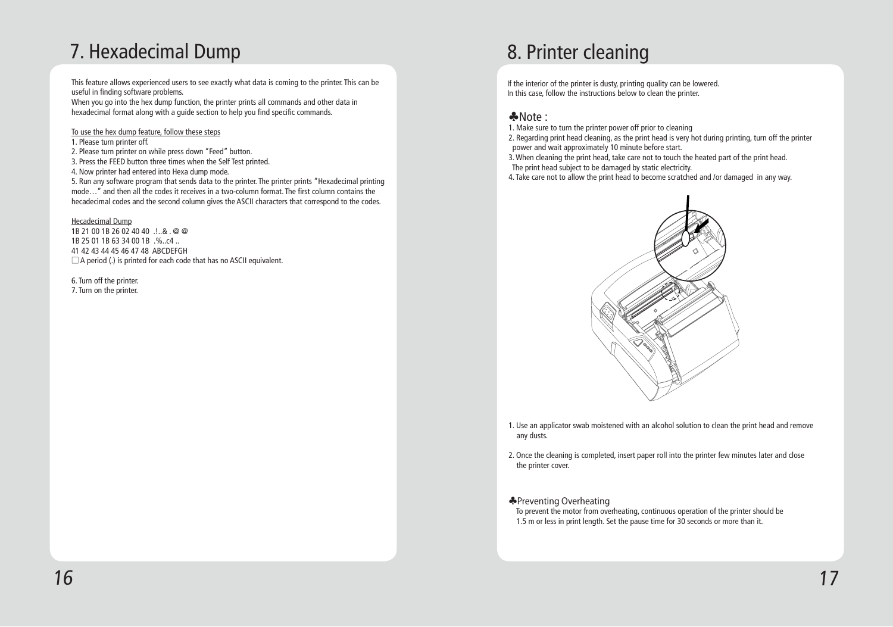# 7. Hexadecimal Dump

This feature allows experienced users to see exactly what data is coming to the printer. This can be useful in finding software problems.
When you go into the hex dump function, the printer prints all commands and other data in hexadecimal format along with a guide section to help you find specific commands.

To use the hex dump feature, follow these steps

1. Please turn printer off.
2. Please turn printer on while press down "Feed" button.
3. Press the FEED button three times when the Self Test printed.
4. Now printer had entered into Hexa dump mode.
5. Run any software program that sends data to the printer. The printer prints "Hexadecimal printing mode…" and then all the codes it receives in a two-column format. The first column contains the hecadecimal codes and the second column gives the ASCII characters that correspond to the codes.

Hecadecimal Dump

1B 21 00 1B 26 02 40 40 .!..& . @ @
1B 25 01 1B 63 34 00 1B .%..c4 ..
41 42 43 44 45 46 47 48 ABCDEFGH
□ A period (.) is printed for each code that has no ASCII equivalent.

6. Turn off the printer.
7. Turn on the printer.

# 8. Printer cleaning

If the interior of the printer is dusty, printing quality can be lowered.
In this case, follow the instructions below to clean the printer.

♣Note :

1. Make sure to turn the printer power off prior to cleaning
2. Regarding print head cleaning, as the print head is very hot during printing, turn off the printer power and wait approximately 10 minute before start.
3. When cleaning the print head, take care not to touch the heated part of the print head. The print head subject to be damaged by static electricity.
4. Take care not to allow the print head to become scratched and /or damaged in any way.

1. Use an applicator swab moistened with an alcohol solution to clean the print head and remove any dusts.

2. Once the cleaning is completed, insert paper roll into the printer few minutes later and close the printer cover.

♣Preventing Overheating

To prevent the motor from overheating, continuous operation of the printer should be 1.5 m or less in print length. Set the pause time for 30 seconds or more than it.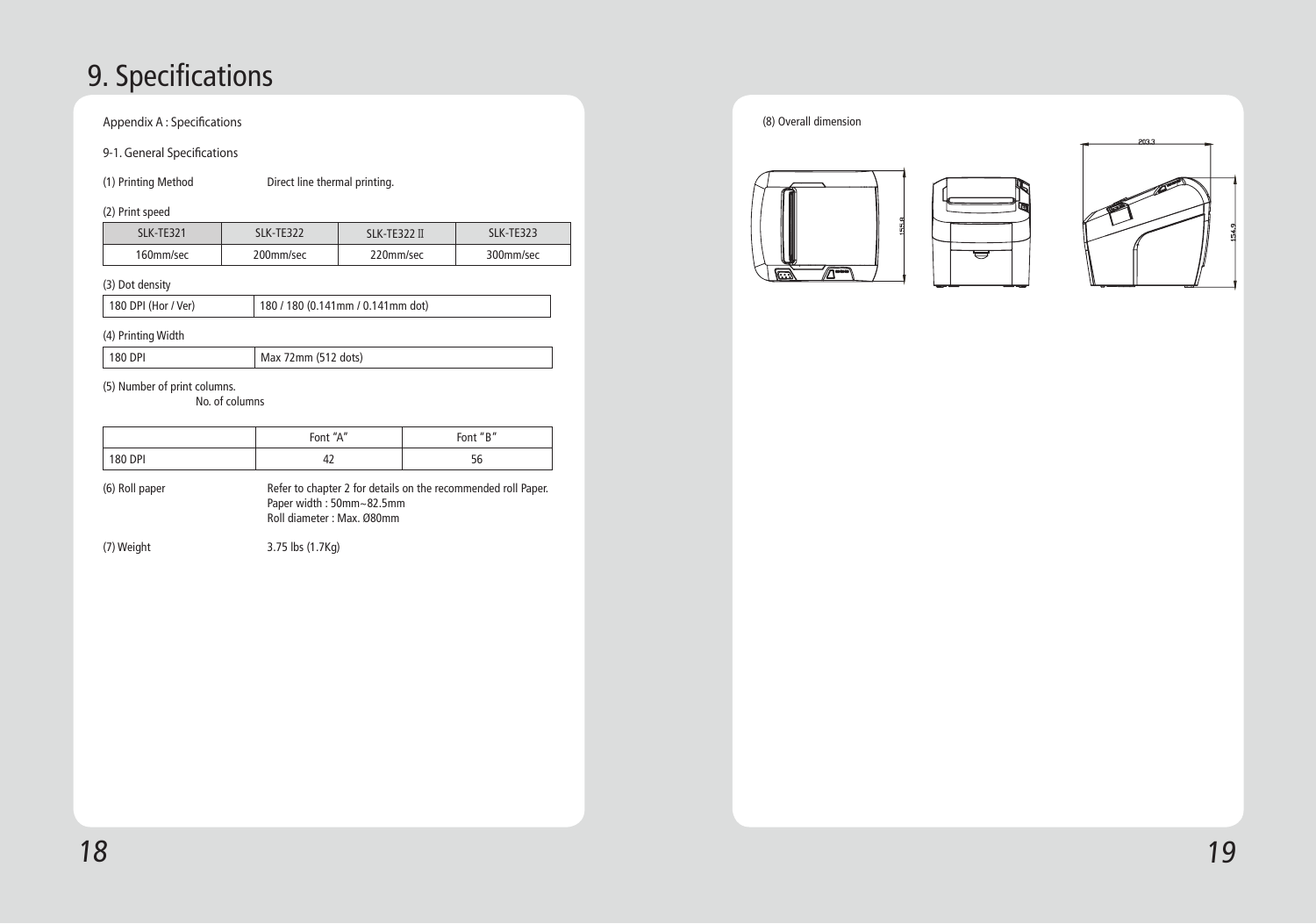# 9. Specifications

Appendix A : Specifications

9-1. General Specifications

(1) Printing Method Direct line thermal printing.

(2) Print speed

| SLK-TE321 | SLK-TE322 | SLK-TE322 II | SLK-TE323 |
|---|---|---|---|
| 160mm/sec | 200mm/sec | 220mm/sec | 300mm/sec |

(3) Dot density

| 180 DPI (Hor / Ver) | 180 / 180 (0.141mm / 0.141mm dot) |
|---|---|

(4) Printing Width

| 180 DPI | Max 72mm (512 dots) |
|---|---|

(5) Number of print columns.

No. of columns

| | Font "A" | Font "B" |
|---|---|---|
| 180 DPI | 42 | 56 |

(6) Roll paper Refer to chapter 2 for details on the recommended roll Paper.
Paper width : 50mm~82.5mm
Roll diameter : Max. Ø80mm

(7) Weight 3.75 lbs (1.7Kg)

(8) Overall dimension

203.3

155.8

154.9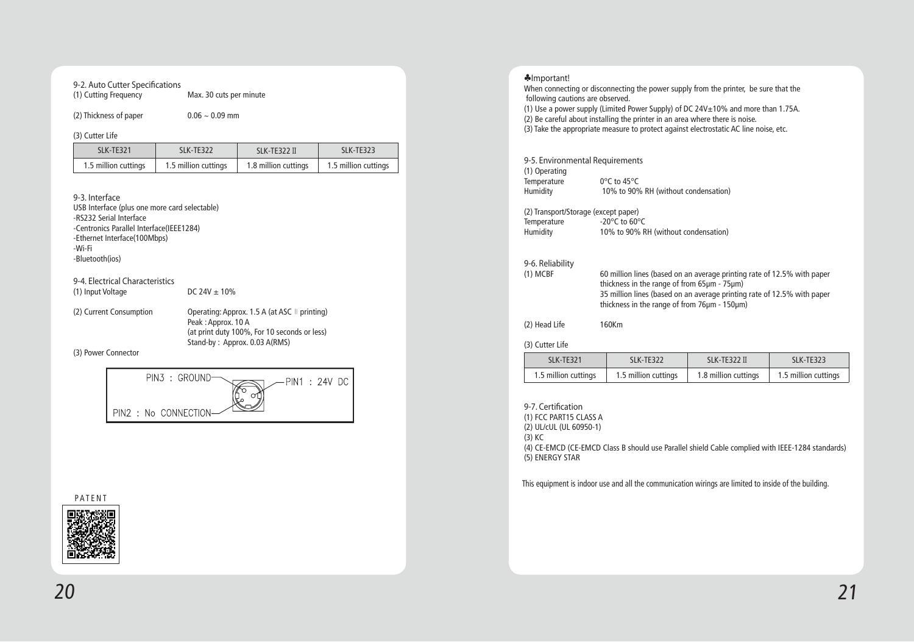9-2. Auto Cutter Specifications

(1) Cutting Frequency Max. 30 cuts per minute

(2) Thickness of paper 0.06 ~ 0.09 mm

(3) Cutter Life

| SLK-TE321 | SLK-TE322 | SLK-TE322 II | SLK-TE323 |
|---|---|---|---|
| 1.5 million cuttings | 1.5 million cuttings | 1.8 million cuttings | 1.5 million cuttings |

9-3. Interface

USB Interface (plus one more card selectable)
-RS232 Serial Interface
-Centronics Parallel Interface(IEEE1284)
-Ethernet Interface(100Mbps)
-Wi-Fi
-Bluetooth(ios)

9-4. Electrical Characteristics

(1) Input Voltage DC 24V ± 10%

(2) Current Consumption Operating: Approx. 1.5 A (at ASC II printing)
Peak : Approx. 10 A
(at print duty 100%, For 10 seconds or less)
Stand-by : Approx. 0.03 A(RMS)

(3) Power Connector

PIN3 : GROUND
PIN1 : 24V DC
PIN2 : No CONNECTION

PATENT

♣Important!

When connecting or disconnecting the power supply from the printer, be sure that the following cautions are observed.
(1) Use a power supply (Limited Power Supply) of DC 24V±10% and more than 1.75A.
(2) Be careful about installing the printer in an area where there is noise.
(3) Take the appropriate measure to protect against electrostatic AC line noise, etc.

9-5. Environmental Requirements

(1) Operating
Temperature 0°C to 45°C
Humidity 10% to 90% RH (without condensation)

(2) Transport/Storage (except paper)
Temperature -20°C to 60°C
Humidity 10% to 90% RH (without condensation)

9-6. Reliability

(1) MCBF 60 million lines (based on an average printing rate of 12.5% with paper thickness in the range of from 65μm - 75μm)
35 million lines (based on an average printing rate of 12.5% with paper thickness in the range of from 76μm - 150μm)

(2) Head Life 160Km

(3) Cutter Life

| SLK-TE321 | SLK-TE322 | SLK-TE322 II | SLK-TE323 |
|---|---|---|---|
| 1.5 million cuttings | 1.5 million cuttings | 1.8 million cuttings | 1.5 million cuttings |

9-7. Certification

(1) FCC PART15 CLASS A
(2) UL/cUL (UL 60950-1)
(3) KC
(4) CE-EMCD (CE-EMCD Class B should use Parallel shield Cable complied with IEEE-1284 standards)
(5) ENERGY STAR

This equipment is indoor use and all the communication wirings are limited to inside of the building.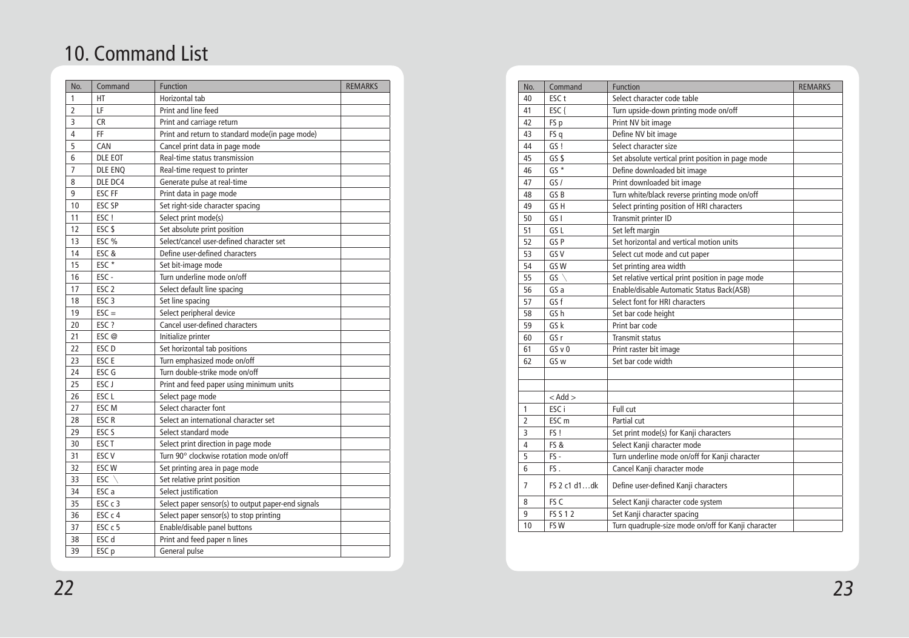# 10. Command List

| No. | Command | Function | REMARKS |
|---|---|---|---|
| 1 | HT | Horizontal tab | |
| 2 | LF | Print and line feed | |
| 3 | CR | Print and carriage return | |
| 4 | FF | Print and return to standard mode(in page mode) | |
| 5 | CAN | Cancel print data in page mode | |
| 6 | DLE EOT | Real-time status transmission | |
| 7 | DLE ENQ | Real-time request to printer | |
| 8 | DLE DC4 | Generate pulse at real-time | |
| 9 | ESC FF | Print data in page mode | |
| 10 | ESC SP | Set right-side character spacing | |
| 11 | ESC ! | Select print mode(s) | |
| 12 | ESC $ | Set absolute print position | |
| 13 | ESC % | Select/cancel user-defined character set | |
| 14 | ESC & | Define user-defined characters | |
| 15 | ESC * | Set bit-image mode | |
| 16 | ESC - | Turn underline mode on/off | |
| 17 | ESC 2 | Select default line spacing | |
| 18 | ESC 3 | Set line spacing | |
| 19 | ESC = | Select peripheral device | |
| 20 | ESC ? | Cancel user-defined characters | |
| 21 | ESC @ | Initialize printer | |
| 22 | ESC D | Set horizontal tab positions | |
| 23 | ESC E | Turn emphasized mode on/off | |
| 24 | ESC G | Turn double-strike mode on/off | |
| 25 | ESC J | Print and feed paper using minimum units | |
| 26 | ESC L | Select page mode | |
| 27 | ESC M | Select character font | |
| 28 | ESC R | Select an international character set | |
| 29 | ESC S | Select standard mode | |
| 30 | ESC T | Select print direction in page mode | |
| 31 | ESC V | Turn 90° clockwise rotation mode on/off | |
| 32 | ESC W | Set printing area in page mode | |
| 33 | ESC ＼ | Set relative print position | |
| 34 | ESC a | Select justification | |
| 35 | ESC c 3 | Select paper sensor(s) to output paper-end signals | |
| 36 | ESC c 4 | Select paper sensor(s) to stop printing | |
| 37 | ESC c 5 | Enable/disable panel buttons | |
| 38 | ESC d | Print and feed paper n lines | |
| 39 | ESC p | General pulse | |

| No. | Command | Function | REMARKS |
|---|---|---|---|
| 40 | ESC t | Select character code table | |
| 41 | ESC { | Turn upside-down printing mode on/off | |
| 42 | FS p | Print NV bit image | |
| 43 | FS q | Define NV bit image | |
| 44 | GS ! | Select character size | |
| 45 | GS $ | Set absolute vertical print position in page mode | |
| 46 | GS * | Define downloaded bit image | |
| 47 | GS / | Print downloaded bit image | |
| 48 | GS B | Turn white/black reverse printing mode on/off | |
| 49 | GS H | Select printing position of HRI characters | |
| 50 | GS I | Transmit printer ID | |
| 51 | GS L | Set left margin | |
| 52 | GS P | Set horizontal and vertical motion units | |
| 53 | GS V | Select cut mode and cut paper | |
| 54 | GS W | Set printing area width | |
| 55 | GS ＼ | Set relative vertical print position in page mode | |
| 56 | GS a | Enable/disable Automatic Status Back(ASB) | |
| 57 | GS f | Select font for HRI characters | |
| 58 | GS h | Set bar code height | |
| 59 | GS k | Print bar code | |
| 60 | GS r | Transmit status | |
| 61 | GS v 0 | Print raster bit image | |
| 62 | GS w | Set bar code width | |
| | | | |
| | | | |
| | < Add > | | |
| 1 | ESC i | Full cut | |
| 2 | ESC m | Partial cut | |
| 3 | FS ! | Set print mode(s) for Kanji characters | |
| 4 | FS & | Select Kanji character mode | |
| 5 | FS - | Turn underline mode on/off for Kanji character | |
| 6 | FS . | Cancel Kanji character mode | |
| 7 | FS 2 c1 d1…dk | Define user-defined Kanji characters | |
| 8 | FS C | Select Kanji character code system | |
| 9 | FS S 1 2 | Set Kanji character spacing | |
| 10 | FS W | Turn quadruple-size mode on/off for Kanji character | |